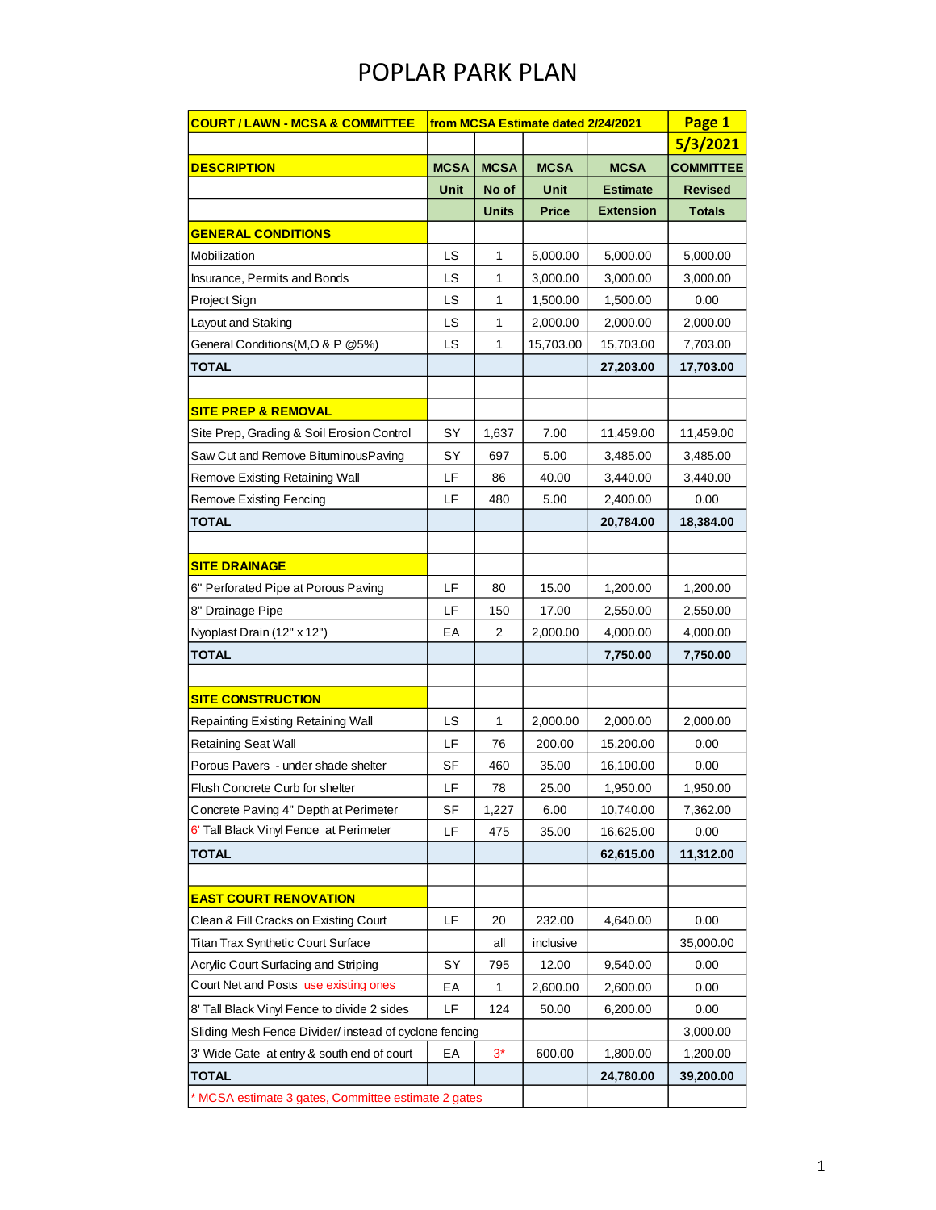# POPLAR PARK PLAN

| COURT / LAWN - MCSA & COMMITTEE | from MCSA Estimate dated 2/24/2021 | | | | Page 1 |
|---|---|---|---|---|---|
| | | | | | 5/3/2021 |
| DESCRIPTION | MCSA | MCSA | MCSA | MCSA | COMMITTEE |
| | Unit | No of | Unit | Estimate | Revised |
| | | Units | Price | Extension | Totals |
| **GENERAL CONDITIONS** | | | | | |
| Mobilization | LS | 1 | 5,000.00 | 5,000.00 | 5,000.00 |
| Insurance, Permits and Bonds | LS | 1 | 3,000.00 | 3,000.00 | 3,000.00 |
| Project Sign | LS | 1 | 1,500.00 | 1,500.00 | 0.00 |
| Layout and Staking | LS | 1 | 2,000.00 | 2,000.00 | 2,000.00 |
| General Conditions(M,O & P @5%) | LS | 1 | 15,703.00 | 15,703.00 | 7,703.00 |
| **TOTAL** | | | | **27,203.00** | **17,703.00** |
| | | | | | |
| **SITE PREP & REMOVAL** | | | | | |
| Site Prep, Grading & Soil Erosion Control | SY | 1,637 | 7.00 | 11,459.00 | 11,459.00 |
| Saw Cut and Remove BituminousPaving | SY | 697 | 5.00 | 3,485.00 | 3,485.00 |
| Remove Existing Retaining Wall | LF | 86 | 40.00 | 3,440.00 | 3,440.00 |
| Remove Existing Fencing | LF | 480 | 5.00 | 2,400.00 | 0.00 |
| **TOTAL** | | | | **20,784.00** | **18,384.00** |
| | | | | | |
| **SITE DRAINAGE** | | | | | |
| 6" Perforated Pipe at Porous Paving | LF | 80 | 15.00 | 1,200.00 | 1,200.00 |
| 8" Drainage Pipe | LF | 150 | 17.00 | 2,550.00 | 2,550.00 |
| Nyoplast Drain (12" x 12") | EA | 2 | 2,000.00 | 4,000.00 | 4,000.00 |
| **TOTAL** | | | | **7,750.00** | **7,750.00** |
| | | | | | |
| **SITE CONSTRUCTION** | | | | | |
| Repainting Existing Retaining Wall | LS | 1 | 2,000.00 | 2,000.00 | 2,000.00 |
| Retaining Seat Wall | LF | 76 | 200.00 | 15,200.00 | 0.00 |
| Porous Pavers - under shade shelter | SF | 460 | 35.00 | 16,100.00 | 0.00 |
| Flush Concrete Curb for shelter | LF | 78 | 25.00 | 1,950.00 | 1,950.00 |
| Concrete Paving 4" Depth at Perimeter | SF | 1,227 | 6.00 | 10,740.00 | 7,362.00 |
| 6' Tall Black Vinyl Fence at Perimeter | LF | 475 | 35.00 | 16,625.00 | 0.00 |
| **TOTAL** | | | | **62,615.00** | **11,312.00** |
| | | | | | |
| **EAST COURT RENOVATION** | | | | | |
| Clean & Fill Cracks on Existing Court | LF | 20 | 232.00 | 4,640.00 | 0.00 |
| Titan Trax Synthetic Court Surface | | all | inclusive | | 35,000.00 |
| Acrylic Court Surfacing and Striping | SY | 795 | 12.00 | 9,540.00 | 0.00 |
| Court Net and Posts use existing ones | EA | 1 | 2,600.00 | 2,600.00 | 0.00 |
| 8' Tall Black Vinyl Fence to divide 2 sides | LF | 124 | 50.00 | 6,200.00 | 0.00 |
| Sliding Mesh Fence Divider/ instead of cyclone fencing | | | | | 3,000.00 |
| 3' Wide Gate at entry & south end of court | EA | 3* | 600.00 | 1,800.00 | 1,200.00 |
| **TOTAL** | | | | **24,780.00** | **39,200.00** |
| * MCSA estimate 3 gates, Committee estimate 2 gates | | | | | |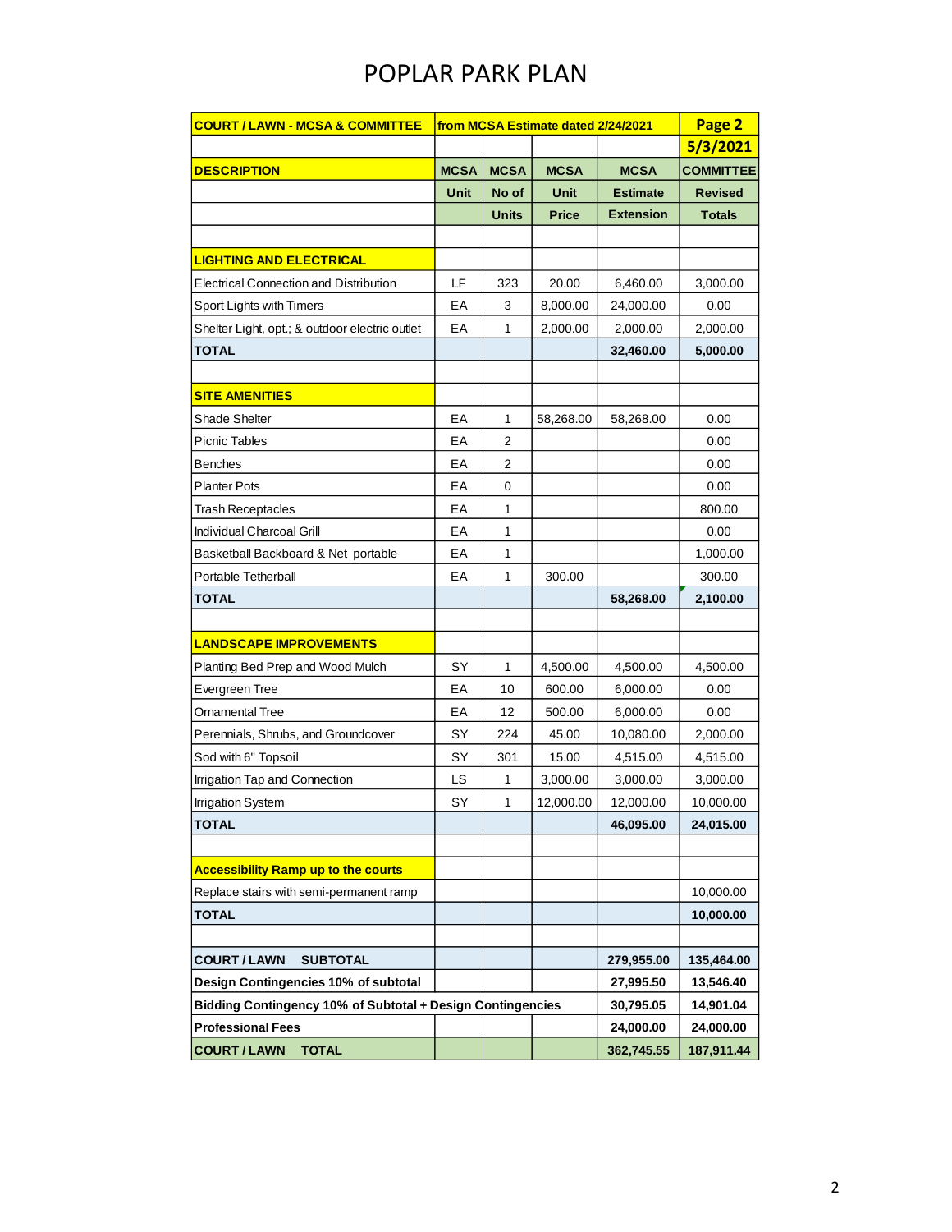# POPLAR PARK PLAN

| COURT / LAWN - MCSA & COMMITTEE | from MCSA Estimate dated 2/24/2021 | | | | Page 2 |
|---|---|---|---|---|---|
| | | | | | 5/3/2021 |
| DESCRIPTION | MCSA | MCSA | MCSA | MCSA | COMMITTEE |
| | Unit | No of | Unit | Estimate | Revised |
| | | Units | Price | Extension | Totals |
| | | | | | |
| **LIGHTING AND ELECTRICAL** | | | | | |
| Electrical Connection and Distribution | LF | 323 | 20.00 | 6,460.00 | 3,000.00 |
| Sport Lights with Timers | EA | 3 | 8,000.00 | 24,000.00 | 0.00 |
| Shelter Light, opt.; & outdoor electric outlet | EA | 1 | 2,000.00 | 2,000.00 | 2,000.00 |
| **TOTAL** | | | | **32,460.00** | **5,000.00** |
| | | | | | |
| **SITE AMENITIES** | | | | | |
| Shade Shelter | EA | 1 | 58,268.00 | 58,268.00 | 0.00 |
| Picnic Tables | EA | 2 | | | 0.00 |
| Benches | EA | 2 | | | 0.00 |
| Planter Pots | EA | 0 | | | 0.00 |
| Trash Receptacles | EA | 1 | | | 800.00 |
| Individual Charcoal Grill | EA | 1 | | | 0.00 |
| Basketball Backboard & Net portable | EA | 1 | | | 1,000.00 |
| Portable Tetherball | EA | 1 | 300.00 | | 300.00 |
| **TOTAL** | | | | **58,268.00** | **2,100.00** |
| | | | | | |
| **LANDSCAPE IMPROVEMENTS** | | | | | |
| Planting Bed Prep and Wood Mulch | SY | 1 | 4,500.00 | 4,500.00 | 4,500.00 |
| Evergreen Tree | EA | 10 | 600.00 | 6,000.00 | 0.00 |
| Ornamental Tree | EA | 12 | 500.00 | 6,000.00 | 0.00 |
| Perennials, Shrubs, and Groundcover | SY | 224 | 45.00 | 10,080.00 | 2,000.00 |
| Sod with 6" Topsoil | SY | 301 | 15.00 | 4,515.00 | 4,515.00 |
| Irrigation Tap and Connection | LS | 1 | 3,000.00 | 3,000.00 | 3,000.00 |
| Irrigation System | SY | 1 | 12,000.00 | 12,000.00 | 10,000.00 |
| **TOTAL** | | | | **46,095.00** | **24,015.00** |
| | | | | | |
| **Accessibility Ramp up to the courts** | | | | | |
| Replace stairs with semi-permanent ramp | | | | | 10,000.00 |
| **TOTAL** | | | | | **10,000.00** |
| | | | | | |
| **COURT / LAWN SUBTOTAL** | | | | **279,955.00** | **135,464.00** |
| **Design Contingencies 10% of subtotal** | | | | **27,995.50** | **13,546.40** |
| **Bidding Contingency 10% of Subtotal + Design Contingencies** | | | | **30,795.05** | **14,901.04** |
| **Professional Fees** | | | | **24,000.00** | **24,000.00** |
| **COURT / LAWN TOTAL** | | | | **362,745.55** | **187,911.44** |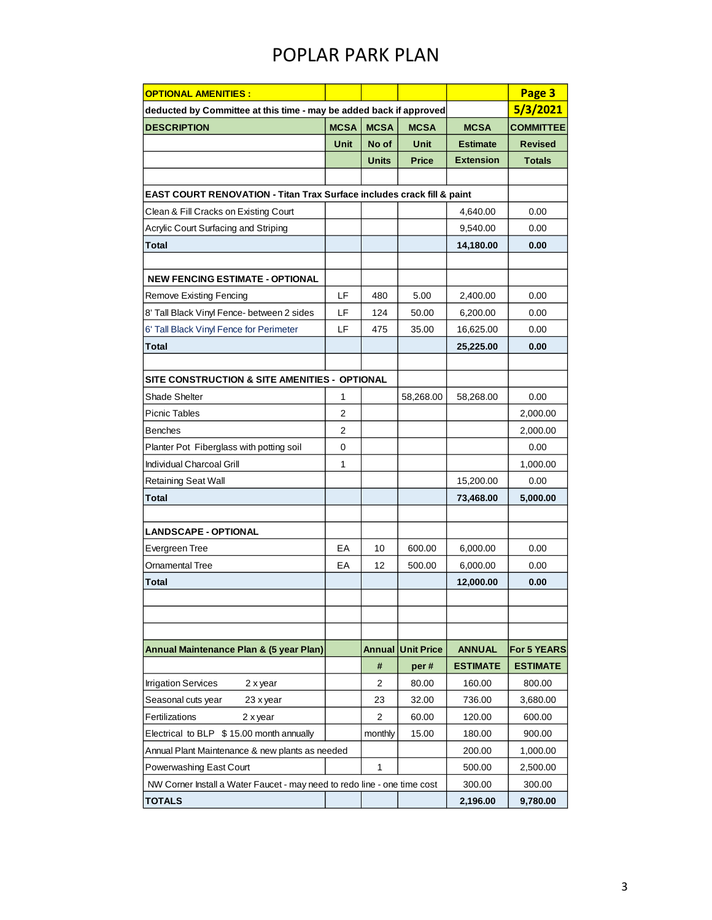# POPLAR PARK PLAN

| OPTIONAL AMENITIES : | | | | | Page 3 |
|---|---|---|---|---|---|
| deducted by Committee at this time - may be added back if approved | | | | | 5/3/2021 |
| DESCRIPTION | MCSA | MCSA | MCSA | MCSA | COMMITTEE |
| | Unit | No of | Unit | Estimate | Revised |
| | | Units | Price | Extension | Totals |
| | | | | | |
| EAST COURT RENOVATION - Titan Trax Surface includes crack fill & paint | | | | | |
| Clean & Fill Cracks on Existing Court | | | | 4,640.00 | 0.00 |
| Acrylic Court Surfacing and Striping | | | | 9,540.00 | 0.00 |
| Total | | | | 14,180.00 | 0.00 |
| | | | | | |
| NEW FENCING ESTIMATE - OPTIONAL | | | | | |
| Remove Existing Fencing | LF | 480 | 5.00 | 2,400.00 | 0.00 |
| 8' Tall Black Vinyl Fence- between 2 sides | LF | 124 | 50.00 | 6,200.00 | 0.00 |
| 6' Tall Black Vinyl Fence for Perimeter | LF | 475 | 35.00 | 16,625.00 | 0.00 |
| Total | | | | 25,225.00 | 0.00 |
| | | | | | |
| SITE CONSTRUCTION & SITE AMENITIES - OPTIONAL | | | | | |
| Shade Shelter | 1 | | 58,268.00 | 58,268.00 | 0.00 |
| Picnic Tables | 2 | | | | 2,000.00 |
| Benches | 2 | | | | 2,000.00 |
| Planter Pot Fiberglass with potting soil | 0 | | | | 0.00 |
| Individual Charcoal Grill | 1 | | | | 1,000.00 |
| Retaining Seat Wall | | | | 15,200.00 | 0.00 |
| Total | | | | 73,468.00 | 5,000.00 |
| | | | | | |
| LANDSCAPE - OPTIONAL | | | | | |
| Evergreen Tree | EA | 10 | 600.00 | 6,000.00 | 0.00 |
| Ornamental Tree | EA | 12 | 500.00 | 6,000.00 | 0.00 |
| Total | | | | 12,000.00 | 0.00 |
| | | | | | |
| | | | | | |
| | | | | | |
| Annual Maintenance Plan & (5 year Plan) | | Annual | Unit Price | ANNUAL | For 5 YEARS |
| | | # | per # | ESTIMATE | ESTIMATE |
| Irrigation Services 2 x year | | 2 | 80.00 | 160.00 | 800.00 |
| Seasonal cuts year 23 x year | | 23 | 32.00 | 736.00 | 3,680.00 |
| Fertilizations 2 x year | | 2 | 60.00 | 120.00 | 600.00 |
| Electrical to BLP $15.00 month annually | | monthly | 15.00 | 180.00 | 900.00 |
| Annual Plant Maintenance & new plants as needed | | | | 200.00 | 1,000.00 |
| Powerwashing East Court | | 1 | | 500.00 | 2,500.00 |
| NW Corner Install a Water Faucet - may need to redo line - one time cost | | | | 300.00 | 300.00 |
| TOTALS | | | | 2,196.00 | 9,780.00 |